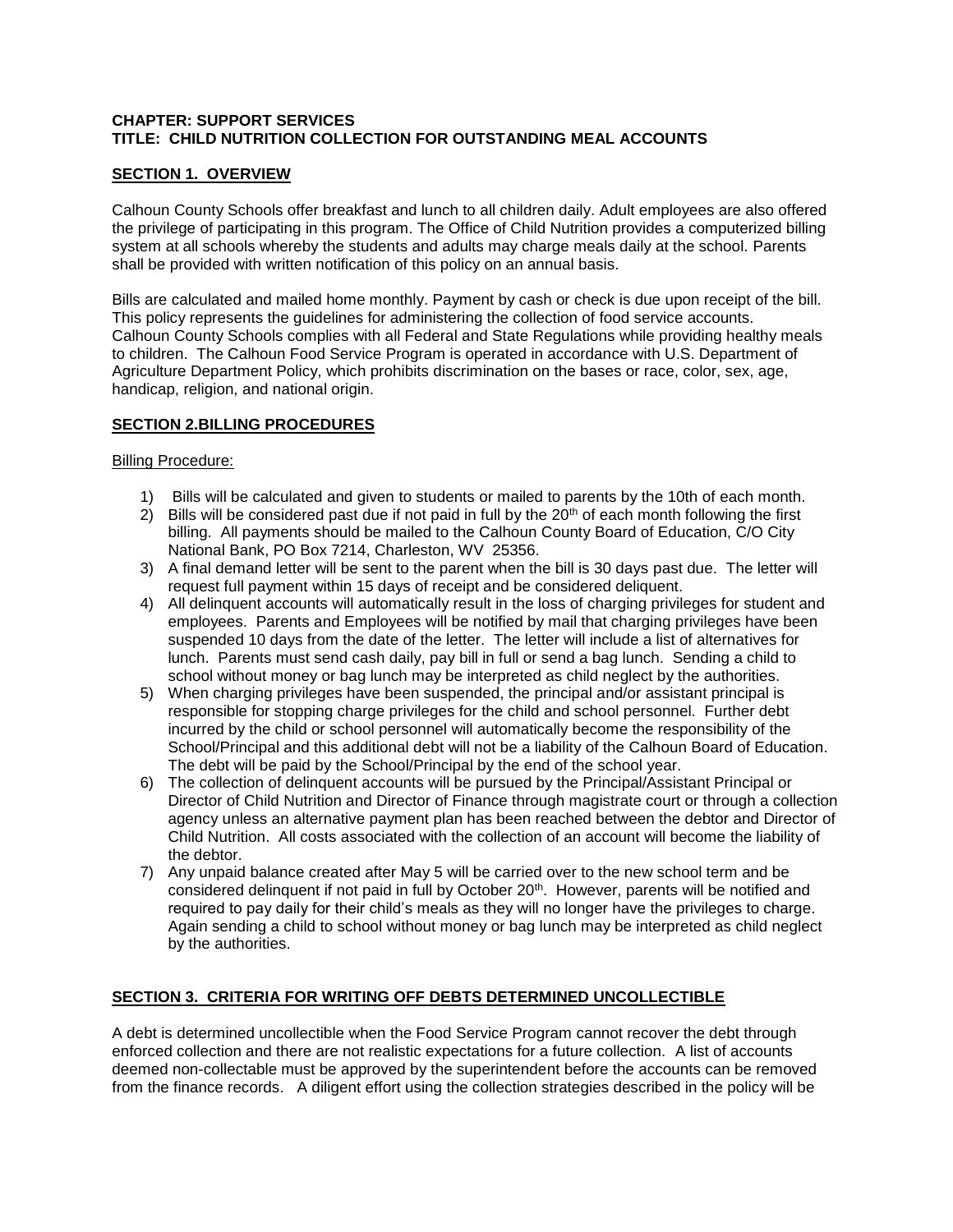**CHAPTER: SUPPORT SERVICES**
**TITLE: CHILD NUTRITION COLLECTION FOR OUTSTANDING MEAL ACCOUNTS**

## SECTION 1. OVERVIEW

Calhoun County Schools offer breakfast and lunch to all children daily. Adult employees are also offered the privilege of participating in this program. The Office of Child Nutrition provides a computerized billing system at all schools whereby the students and adults may charge meals daily at the school. Parents shall be provided with written notification of this policy on an annual basis.

Bills are calculated and mailed home monthly. Payment by cash or check is due upon receipt of the bill. This policy represents the guidelines for administering the collection of food service accounts. Calhoun County Schools complies with all Federal and State Regulations while providing healthy meals to children. The Calhoun Food Service Program is operated in accordance with U.S. Department of Agriculture Department Policy, which prohibits discrimination on the bases or race, color, sex, age, handicap, religion, and national origin.

## SECTION 2.BILLING PROCEDURES

Billing Procedure:

1) Bills will be calculated and given to students or mailed to parents by the 10th of each month.
2) Bills will be considered past due if not paid in full by the 20th of each month following the first billing. All payments should be mailed to the Calhoun County Board of Education, C/O City National Bank, PO Box 7214, Charleston, WV 25356.
3) A final demand letter will be sent to the parent when the bill is 30 days past due. The letter will request full payment within 15 days of receipt and be considered deliquent.
4) All delinquent accounts will automatically result in the loss of charging privileges for student and employees. Parents and Employees will be notified by mail that charging privileges have been suspended 10 days from the date of the letter. The letter will include a list of alternatives for lunch. Parents must send cash daily, pay bill in full or send a bag lunch. Sending a child to school without money or bag lunch may be interpreted as child neglect by the authorities.
5) When charging privileges have been suspended, the principal and/or assistant principal is responsible for stopping charge privileges for the child and school personnel. Further debt incurred by the child or school personnel will automatically become the responsibility of the School/Principal and this additional debt will not be a liability of the Calhoun Board of Education. The debt will be paid by the School/Principal by the end of the school year.
6) The collection of delinquent accounts will be pursued by the Principal/Assistant Principal or Director of Child Nutrition and Director of Finance through magistrate court or through a collection agency unless an alternative payment plan has been reached between the debtor and Director of Child Nutrition. All costs associated with the collection of an account will become the liability of the debtor.
7) Any unpaid balance created after May 5 will be carried over to the new school term and be considered delinquent if not paid in full by October 20th. However, parents will be notified and required to pay daily for their child's meals as they will no longer have the privileges to charge. Again sending a child to school without money or bag lunch may be interpreted as child neglect by the authorities.

## SECTION 3. CRITERIA FOR WRITING OFF DEBTS DETERMINED UNCOLLECTIBLE

A debt is determined uncollectible when the Food Service Program cannot recover the debt through enforced collection and there are not realistic expectations for a future collection. A list of accounts deemed non-collectable must be approved by the superintendent before the accounts can be removed from the finance records. A diligent effort using the collection strategies described in the policy will be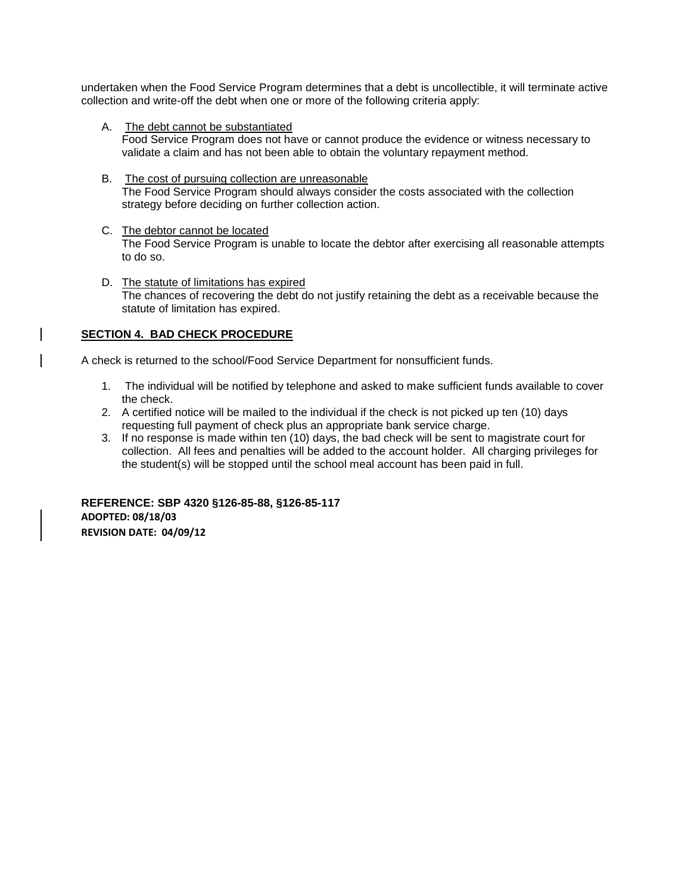undertaken when the Food Service Program determines that a debt is uncollectible, it will terminate active collection and write-off the debt when one or more of the following criteria apply:

A. <u>The debt cannot be substantiated</u>
   Food Service Program does not have or cannot produce the evidence or witness necessary to validate a claim and has not been able to obtain the voluntary repayment method.

B. <u>The cost of pursuing collection are unreasonable</u>
   The Food Service Program should always consider the costs associated with the collection strategy before deciding on further collection action.

C. <u>The debtor cannot be located</u>
   The Food Service Program is unable to locate the debtor after exercising all reasonable attempts to do so.

D. <u>The statute of limitations has expired</u>
   The chances of recovering the debt do not justify retaining the debt as a receivable because the statute of limitation has expired.

## SECTION 4. BAD CHECK PROCEDURE

A check is returned to the school/Food Service Department for nonsufficient funds.

1. The individual will be notified by telephone and asked to make sufficient funds available to cover the check.
2. A certified notice will be mailed to the individual if the check is not picked up ten (10) days requesting full payment of check plus an appropriate bank service charge.
3. If no response is made within ten (10) days, the bad check will be sent to magistrate court for collection. All fees and penalties will be added to the account holder. All charging privileges for the student(s) will be stopped until the school meal account has been paid in full.

**REFERENCE: SBP 4320 §126-85-88, §126-85-117**
**ADOPTED: 08/18/03**
**REVISION DATE: 04/09/12**